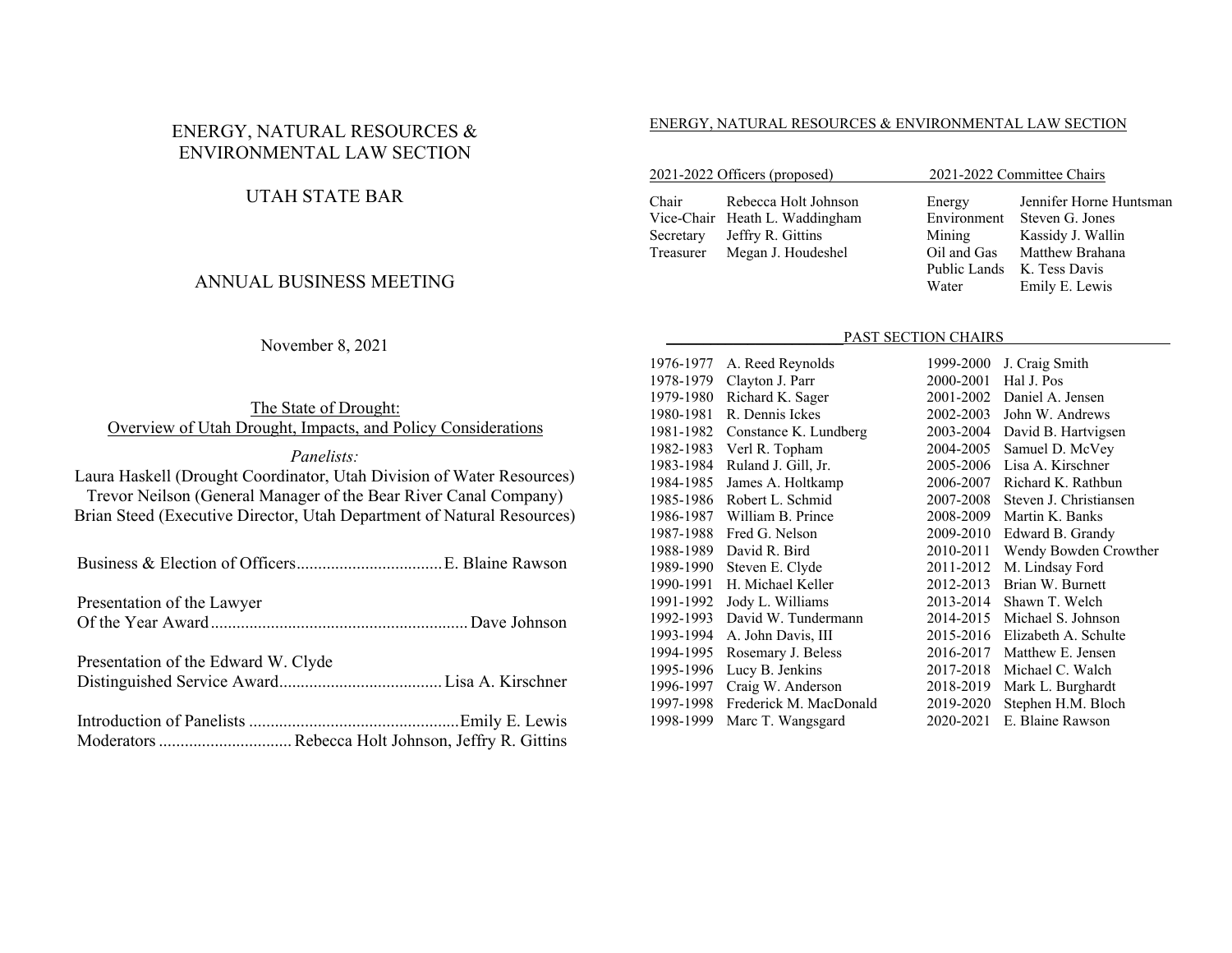# ENERGY, NATURAL RESOURCES & ENVIRONMENTAL LAW SECTION

## UTAH STATE BAR

## ANNUAL BUSINESS MEETING

November 8, 2021

The State of Drought:
Overview of Utah Drought, Impacts, and Policy Considerations

*Panelists:*
Laura Haskell (Drought Coordinator, Utah Division of Water Resources)
Trevor Neilson (General Manager of the Bear River Canal Company)
Brian Steed (Executive Director, Utah Department of Natural Resources)

Business & Election of Officers.................................. E. Blaine Rawson

Presentation of the Lawyer Of the Year Award............................................................ Dave Johnson

Presentation of the Edward W. Clyde Distinguished Service Award...................................... Lisa A. Kirschner

Introduction of Panelists ................................................. Emily E. Lewis
Moderators ............................... Rebecca Holt Johnson, Jeffry R. Gittins

ENERGY, NATURAL RESOURCES & ENVIRONMENTAL LAW SECTION

| 2021-2022 Officers (proposed) | |
|---|---|
| Chair | Rebecca Holt Johnson |
| Vice-Chair | Heath L. Waddingham |
| Secretary | Jeffry R. Gittins |
| Treasurer | Megan J. Houdeshel |

| 2021-2022 Committee Chairs | |
|---|---|
| Energy | Jennifer Horne Huntsman |
| Environment | Steven G. Jones |
| Mining | Kassidy J. Wallin |
| Oil and Gas | Matthew Brahana |
| Public Lands | K. Tess Davis |
| Water | Emily E. Lewis |

PAST SECTION CHAIRS

| Years | Chair |
|---|---|
| 1976-1977 | A. Reed Reynolds |
| 1978-1979 | Clayton J. Parr |
| 1979-1980 | Richard K. Sager |
| 1980-1981 | R. Dennis Ickes |
| 1981-1982 | Constance K. Lundberg |
| 1982-1983 | Verl R. Topham |
| 1983-1984 | Ruland J. Gill, Jr. |
| 1984-1985 | James A. Holtkamp |
| 1985-1986 | Robert L. Schmid |
| 1986-1987 | William B. Prince |
| 1987-1988 | Fred G. Nelson |
| 1988-1989 | David R. Bird |
| 1989-1990 | Steven E. Clyde |
| 1990-1991 | H. Michael Keller |
| 1991-1992 | Jody L. Williams |
| 1992-1993 | David W. Tundermann |
| 1993-1994 | A. John Davis, III |
| 1994-1995 | Rosemary J. Beless |
| 1995-1996 | Lucy B. Jenkins |
| 1996-1997 | Craig W. Anderson |
| 1997-1998 | Frederick M. MacDonald |
| 1998-1999 | Marc T. Wangsgard |
| 1999-2000 | J. Craig Smith |
| 2000-2001 | Hal J. Pos |
| 2001-2002 | Daniel A. Jensen |
| 2002-2003 | John W. Andrews |
| 2003-2004 | David B. Hartvigsen |
| 2004-2005 | Samuel D. McVey |
| 2005-2006 | Lisa A. Kirschner |
| 2006-2007 | Richard K. Rathbun |
| 2007-2008 | Steven J. Christiansen |
| 2008-2009 | Martin K. Banks |
| 2009-2010 | Edward B. Grandy |
| 2010-2011 | Wendy Bowden Crowther |
| 2011-2012 | M. Lindsay Ford |
| 2012-2013 | Brian W. Burnett |
| 2013-2014 | Shawn T. Welch |
| 2014-2015 | Michael S. Johnson |
| 2015-2016 | Elizabeth A. Schulte |
| 2016-2017 | Matthew E. Jensen |
| 2017-2018 | Michael C. Walch |
| 2018-2019 | Mark L. Burghardt |
| 2019-2020 | Stephen H.M. Bloch |
| 2020-2021 | E. Blaine Rawson |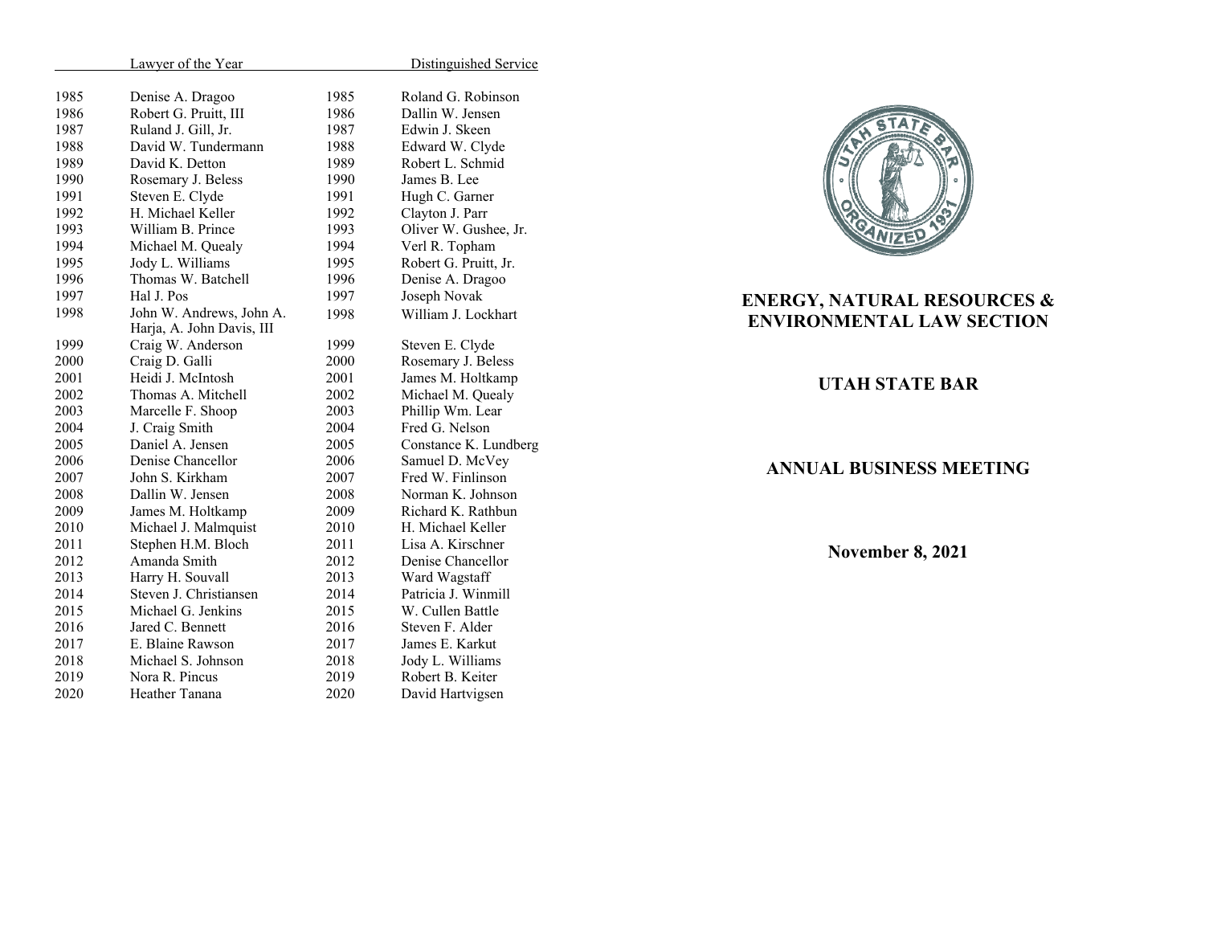| | Lawyer of the Year | | Distinguished Service |
|---|---|---|---|
| 1985 | Denise A. Dragoo | 1985 | Roland G. Robinson |
| 1986 | Robert G. Pruitt, III | 1986 | Dallin W. Jensen |
| 1987 | Ruland J. Gill, Jr. | 1987 | Edwin J. Skeen |
| 1988 | David W. Tundermann | 1988 | Edward W. Clyde |
| 1989 | David K. Detton | 1989 | Robert L. Schmid |
| 1990 | Rosemary J. Beless | 1990 | James B. Lee |
| 1991 | Steven E. Clyde | 1991 | Hugh C. Garner |
| 1992 | H. Michael Keller | 1992 | Clayton J. Parr |
| 1993 | William B. Prince | 1993 | Oliver W. Gushee, Jr. |
| 1994 | Michael M. Quealy | 1994 | Verl R. Topham |
| 1995 | Jody L. Williams | 1995 | Robert G. Pruitt, Jr. |
| 1996 | Thomas W. Batchell | 1996 | Denise A. Dragoo |
| 1997 | Hal J. Pos | 1997 | Joseph Novak |
| 1998 | John W. Andrews, John A. Harja, A. John Davis, III | 1998 | William J. Lockhart |
| 1999 | Craig W. Anderson | 1999 | Steven E. Clyde |
| 2000 | Craig D. Galli | 2000 | Rosemary J. Beless |
| 2001 | Heidi J. McIntosh | 2001 | James M. Holtkamp |
| 2002 | Thomas A. Mitchell | 2002 | Michael M. Quealy |
| 2003 | Marcelle F. Shoop | 2003 | Phillip Wm. Lear |
| 2004 | J. Craig Smith | 2004 | Fred G. Nelson |
| 2005 | Daniel A. Jensen | 2005 | Constance K. Lundberg |
| 2006 | Denise Chancellor | 2006 | Samuel D. McVey |
| 2007 | John S. Kirkham | 2007 | Fred W. Finlinson |
| 2008 | Dallin W. Jensen | 2008 | Norman K. Johnson |
| 2009 | James M. Holtkamp | 2009 | Richard K. Rathbun |
| 2010 | Michael J. Malmquist | 2010 | H. Michael Keller |
| 2011 | Stephen H.M. Bloch | 2011 | Lisa A. Kirschner |
| 2012 | Amanda Smith | 2012 | Denise Chancellor |
| 2013 | Harry H. Souvall | 2013 | Ward Wagstaff |
| 2014 | Steven J. Christiansen | 2014 | Patricia J. Winmill |
| 2015 | Michael G. Jenkins | 2015 | W. Cullen Battle |
| 2016 | Jared C. Bennett | 2016 | Steven F. Alder |
| 2017 | E. Blaine Rawson | 2017 | James E. Karkut |
| 2018 | Michael S. Johnson | 2018 | Jody L. Williams |
| 2019 | Nora R. Pincus | 2019 | Robert B. Keiter |
| 2020 | Heather Tanana | 2020 | David Hartvigsen |

# ENERGY, NATURAL RESOURCES & ENVIRONMENTAL LAW SECTION

## UTAH STATE BAR

## ANNUAL BUSINESS MEETING

## November 8, 2021